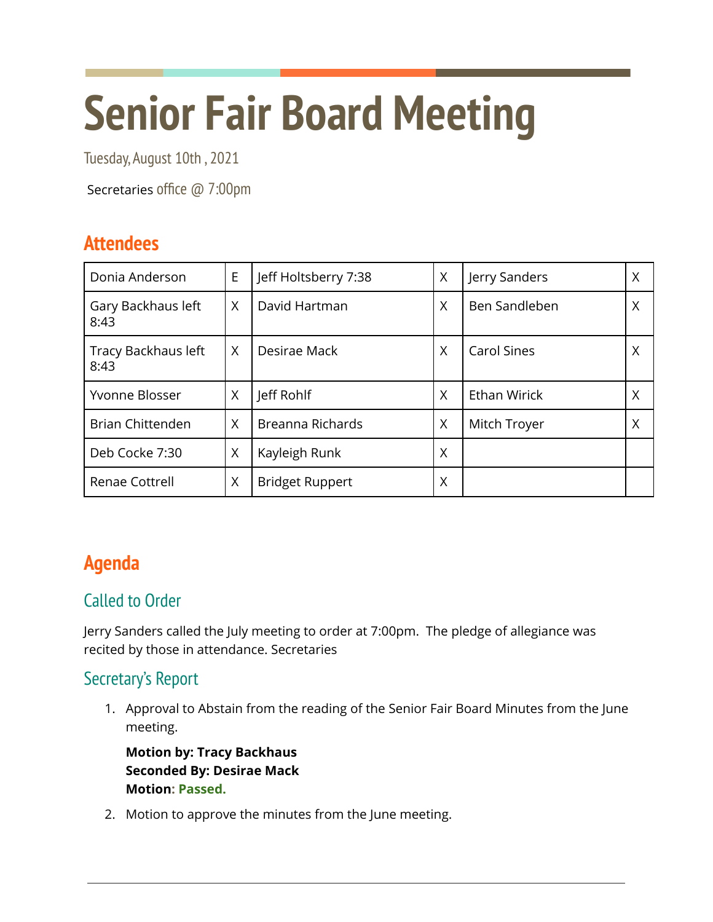# Senior Fair Board Meeting

Tuesday, August 10th , 2021

Secretaries office @ 7:00pm

## Attendees

| | | | | | |
|---|---|---|---|---|---|
| Donia Anderson | E | Jeff Holtsberry 7:38 | X | Jerry Sanders | X |
| Gary Backhaus left 8:43 | X | David Hartman | X | Ben Sandleben | X |
| Tracy Backhaus left 8:43 | X | Desirae Mack | X | Carol Sines | X |
| Yvonne Blosser | X | Jeff Rohlf | X | Ethan Wirick | X |
| Brian Chittenden | X | Breanna Richards | X | Mitch Troyer | X |
| Deb Cocke 7:30 | X | Kayleigh Runk | X | | |
| Renae Cottrell | X | Bridget Ruppert | X | | |

## Agenda

### Called to Order

Jerry Sanders called the July meeting to order at 7:00pm. The pledge of allegiance was recited by those in attendance. Secretaries

### Secretary's Report

1. Approval to Abstain from the reading of the Senior Fair Board Minutes from the June meeting.

   **Motion by: Tracy Backhaus**
   **Seconded By: Desirae Mack**
   **Motion: Passed.**

2. Motion to approve the minutes from the June meeting.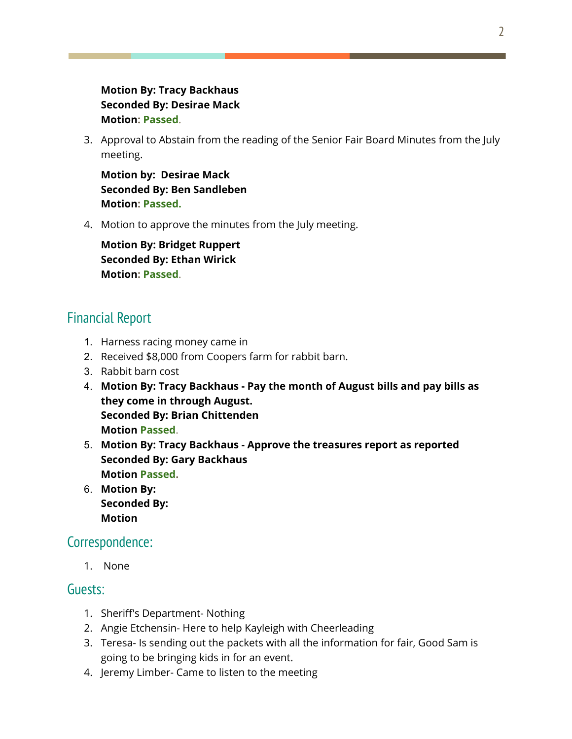**Motion By: Tracy Backhaus**
**Seconded By: Desirae Mack**
**Motion: Passed.**

3. Approval to Abstain from the reading of the Senior Fair Board Minutes from the July meeting.

   **Motion by:  Desirae Mack**
   **Seconded By: Ben Sandleben**
   **Motion: Passed.**

4. Motion to approve the minutes from the July meeting.

   **Motion By: Bridget Ruppert**
   **Seconded By: Ethan Wirick**
   **Motion: Passed.**

## Financial Report

1. Harness racing money came in
2. Received $8,000 from Coopers farm for rabbit barn.
3. Rabbit barn cost
4. **Motion By: Tracy Backhaus - Pay the month of August bills and pay bills as they come in through August.**
   **Seconded By: Brian Chittenden**
   **Motion Passed.**
5. **Motion By: Tracy Backhaus - Approve the treasures report as reported**
   **Seconded By: Gary Backhaus**
   **Motion Passed.**
6. **Motion By:**
   **Seconded By:**
   **Motion**

## Correspondence:

1. None

## Guests:

1. Sheriff's Department- Nothing
2. Angie Etchensin- Here to help Kayleigh with Cheerleading
3. Teresa- Is sending out the packets with all the information for fair, Good Sam is going to be bringing kids in for an event.
4. Jeremy Limber- Came to listen to the meeting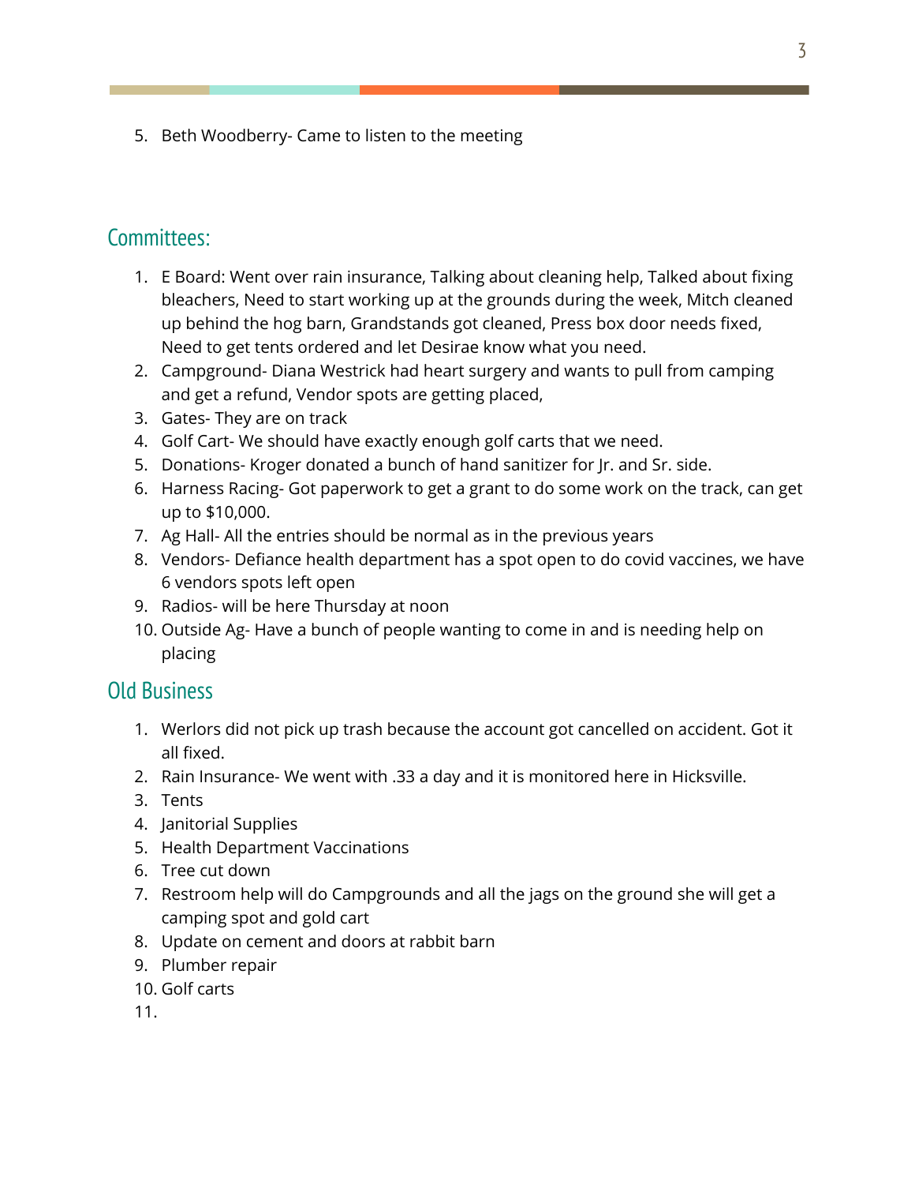5. Beth Woodberry- Came to listen to the meeting

## Committees:

1. E Board: Went over rain insurance, Talking about cleaning help, Talked about fixing bleachers, Need to start working up at the grounds during the week, Mitch cleaned up behind the hog barn, Grandstands got cleaned, Press box door needs fixed, Need to get tents ordered and let Desirae know what you need.
2. Campground- Diana Westrick had heart surgery and wants to pull from camping and get a refund, Vendor spots are getting placed,
3. Gates- They are on track
4. Golf Cart- We should have exactly enough golf carts that we need.
5. Donations- Kroger donated a bunch of hand sanitizer for Jr. and Sr. side.
6. Harness Racing- Got paperwork to get a grant to do some work on the track, can get up to $10,000.
7. Ag Hall- All the entries should be normal as in the previous years
8. Vendors- Defiance health department has a spot open to do covid vaccines, we have 6 vendors spots left open
9. Radios- will be here Thursday at noon
10. Outside Ag- Have a bunch of people wanting to come in and is needing help on placing

## Old Business

1. Werlors did not pick up trash because the account got cancelled on accident. Got it all fixed.
2. Rain Insurance- We went with .33 a day and it is monitored here in Hicksville.
3. Tents
4. Janitorial Supplies
5. Health Department Vaccinations
6. Tree cut down
7. Restroom help will do Campgrounds and all the jags on the ground she will get a camping spot and gold cart
8. Update on cement and doors at rabbit barn
9. Plumber repair
10. Golf carts
11.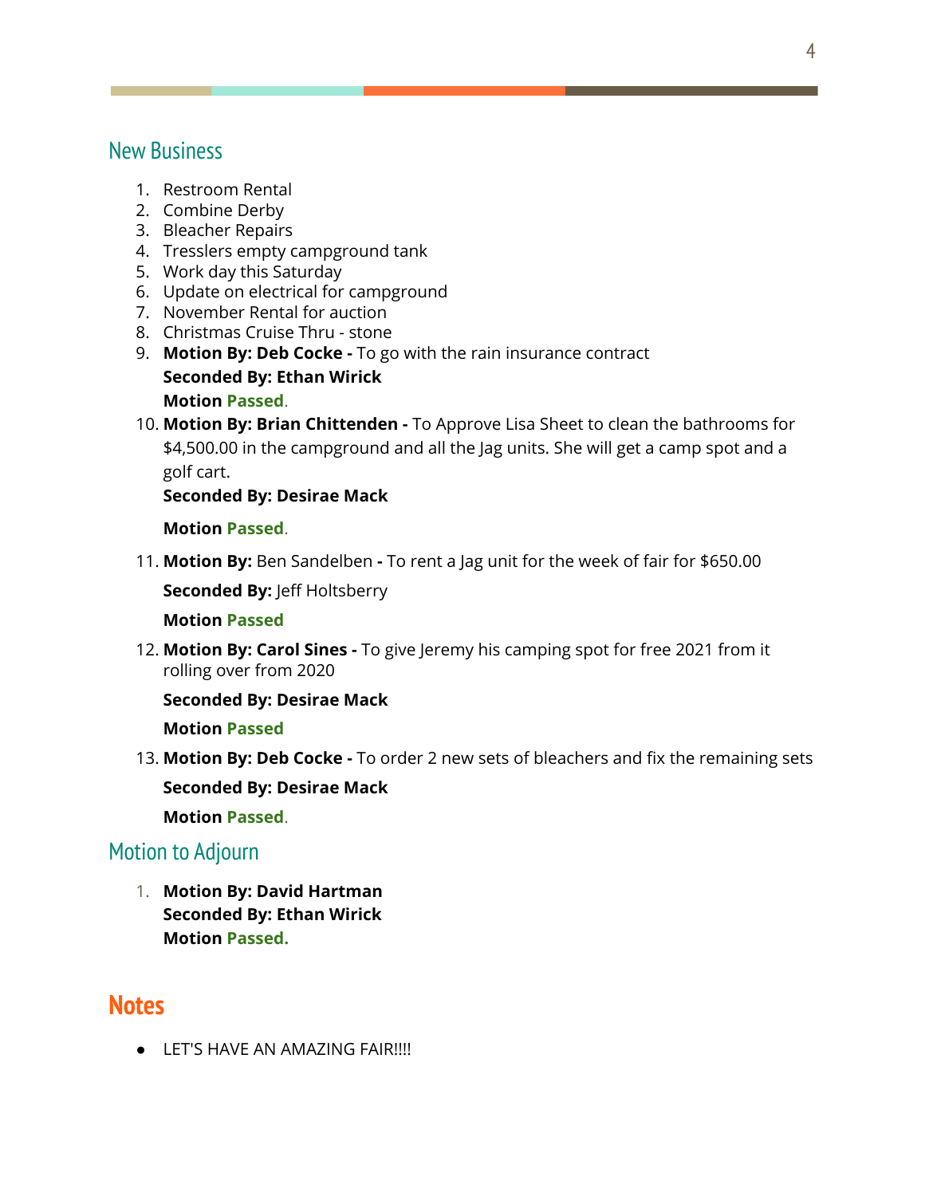## New Business

1. Restroom Rental
2. Combine Derby
3. Bleacher Repairs
4. Tresslers empty campground tank
5. Work day this Saturday
6. Update on electrical for campground
7. November Rental for auction
8. Christmas Cruise Thru - stone
9. **Motion By: Deb Cocke -** To go with the rain insurance contract
   **Seconded By: Ethan Wirick**
   **Motion Passed**.
10. **Motion By: Brian Chittenden -** To Approve Lisa Sheet to clean the bathrooms for $4,500.00 in the campground and all the Jag units. She will get a camp spot and a golf cart.
    **Seconded By: Desirae Mack**

    **Motion Passed**.
11. **Motion By:** Ben Sandelben **-** To rent a Jag unit for the week of fair for $650.00

    **Seconded By:** Jeff Holtsberry

    **Motion Passed**
12. **Motion By: Carol Sines -** To give Jeremy his camping spot for free 2021 from it rolling over from 2020

    **Seconded By: Desirae Mack**

    **Motion Passed**
13. **Motion By: Deb Cocke -** To order 2 new sets of bleachers and fix the remaining sets

    **Seconded By: Desirae Mack**

    **Motion Passed**.

## Motion to Adjourn

1. **Motion By: David Hartman**
   **Seconded By: Ethan Wirick**
   **Motion Passed.**

## Notes

- LET'S HAVE AN AMAZING FAIR!!!!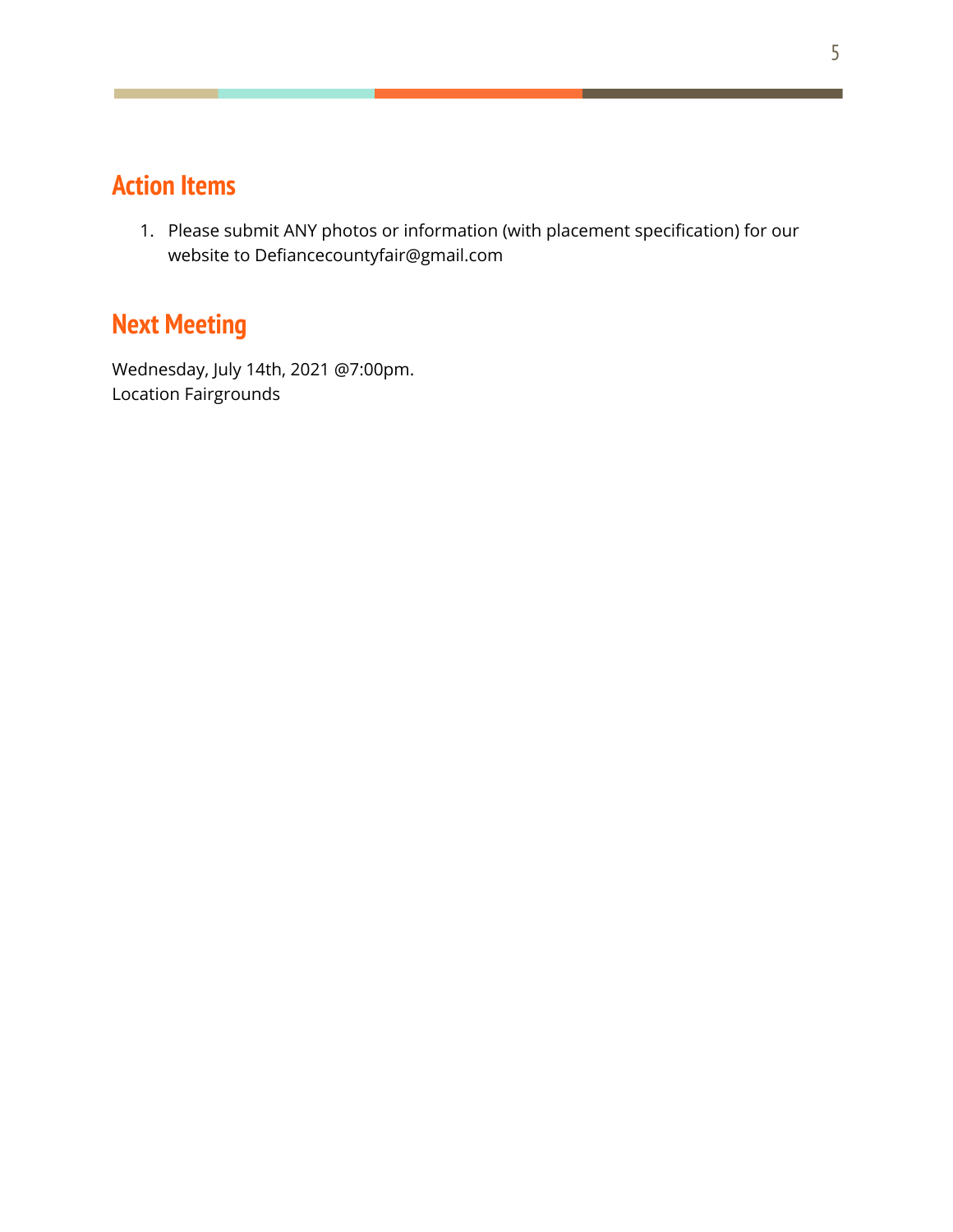## Action Items

1. Please submit ANY photos or information (with placement specification) for our website to Defiancecountyfair@gmail.com

## Next Meeting

Wednesday, July 14th, 2021 @7:00pm.
Location Fairgrounds